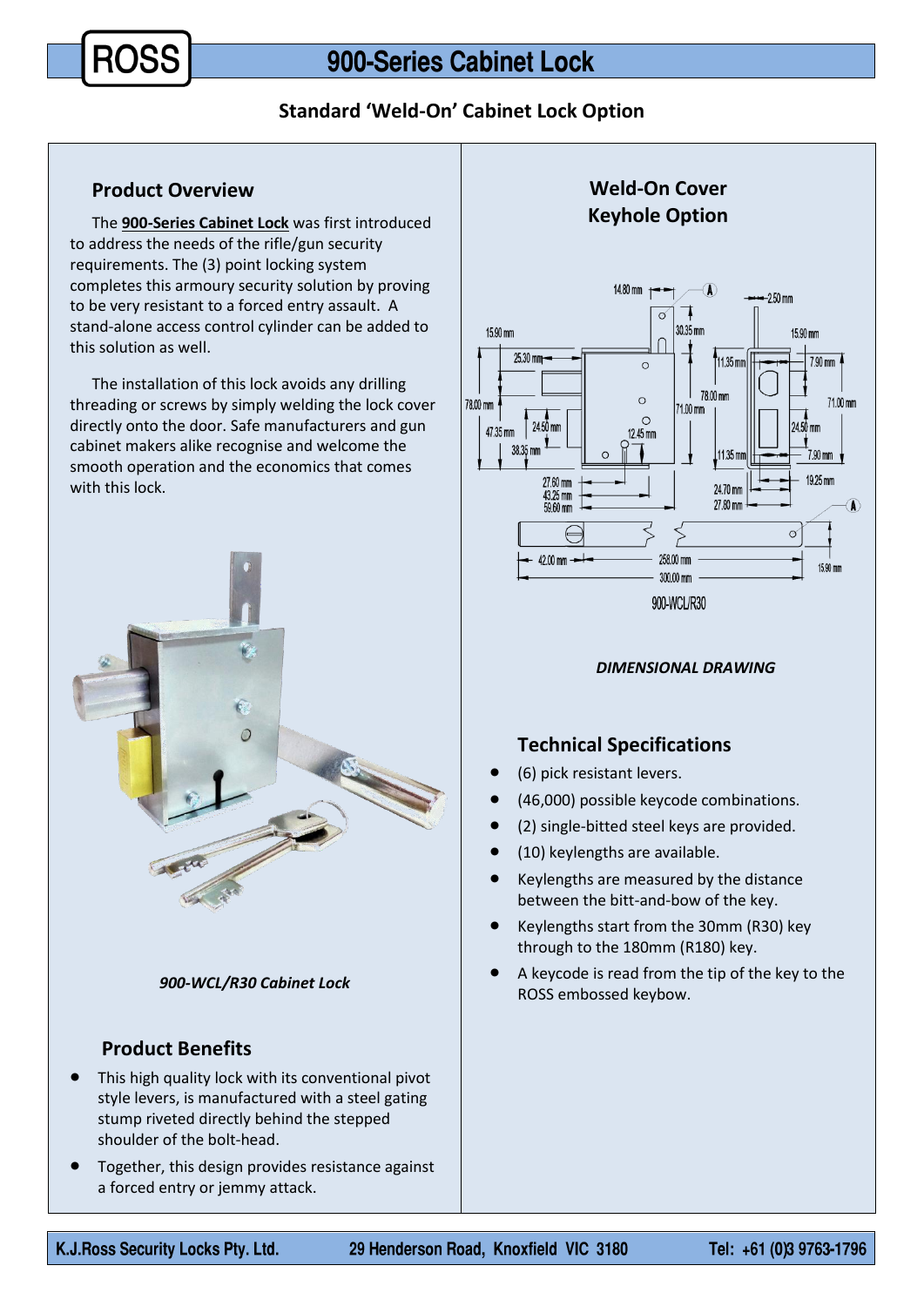# 900-Series Cabinet Lock

## Standard 'Weld-On' Cabinet Lock Option

### Product Overview

The **900-Series Cabinet Lock** was first introduced to address the needs of the rifle/gun security requirements. The (3) point locking system completes this armoury security solution by proving to be very resistant to a forced entry assault. A stand-alone access control cylinder can be added to this solution as well.

The installation of this lock avoids any drilling threading or screws by simply welding the lock cover directly onto the door. Safe manufacturers and gun cabinet makers alike recognise and welcome the smooth operation and the economics that comes with this lock.

*900-WCL/R30 Cabinet Lock*

### Product Benefits

- This high quality lock with its conventional pivot style levers, is manufactured with a steel gating stump riveted directly behind the stepped shoulder of the bolt-head.
- Together, this design provides resistance against a forced entry or jemmy attack.

### Weld-On Cover Keyhole Option

*DIMENSIONAL DRAWING*

### Technical Specifications

- (6) pick resistant levers.
- (46,000) possible keycode combinations.
- (2) single-bitted steel keys are provided.
- (10) keylengths are available.
- Keylengths are measured by the distance between the bitt-and-bow of the key.
- Keylengths start from the 30mm (R30) key through to the 180mm (R180) key.
- A keycode is read from the tip of the key to the ROSS embossed keybow.

K.J.Ross Security Locks Pty. Ltd. 29 Henderson Road, Knoxfield VIC 3180 Tel: +61 (0)3 9763-1796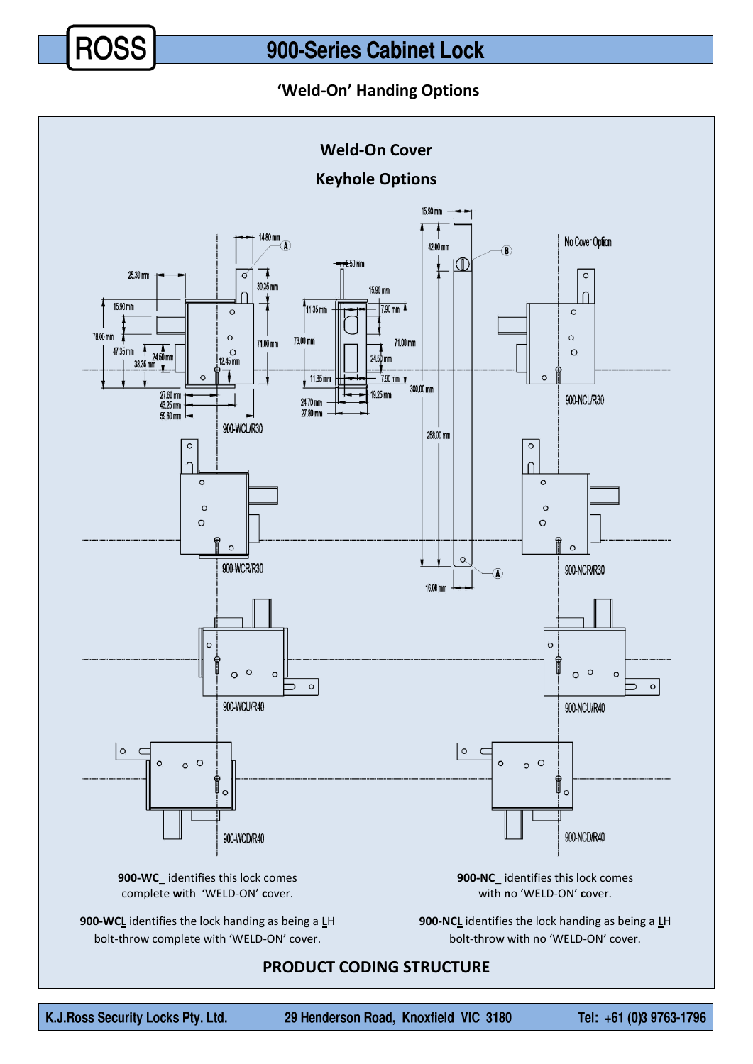# 900-Series Cabinet Lock

## 'Weld-On' Handing Options

### Weld-On Cover

### Keyhole Options

14.80 mm
A
25.30 mm
30.35 mm
15.90 mm
78.00 mm
47.35 mm
24.50 mm
38.35 mm
12.45 mm
71.00 mm
27.60 mm
43.25 mm
58.60 mm
900-WCL/R30

2.50 mm
15.90 mm
11.35 mm
7.90 mm
78.00 mm
71.00 mm
24.50 mm
11.35 mm
7.90 mm
19.25 mm
24.70 mm
27.80 mm

15.90 mm
42.00 mm
B
300.00 mm
258.00 mm
A
16.00 mm

No Cover Option
900-NCL/R30

900-WCR/R30
900-NCR/R30
900-WCU/R40
900-NCU/R40
900-WCD/R40
900-NCD/R40

**900-WC_** identifies this lock comes complete **w**ith 'WELD-ON' **c**over.

**900-WCL** identifies the lock handing as being a **L**H bolt-throw complete with 'WELD-ON' cover.

**900-NC_** identifies this lock comes with **n**o 'WELD-ON' **c**over.

**900-NCL** identifies the lock handing as being a **L**H bolt-throw with no 'WELD-ON' cover.

### PRODUCT CODING STRUCTURE

K.J.Ross Security Locks Pty. Ltd. 29 Henderson Road, Knoxfield VIC 3180 Tel: +61 (0)3 9763-1796